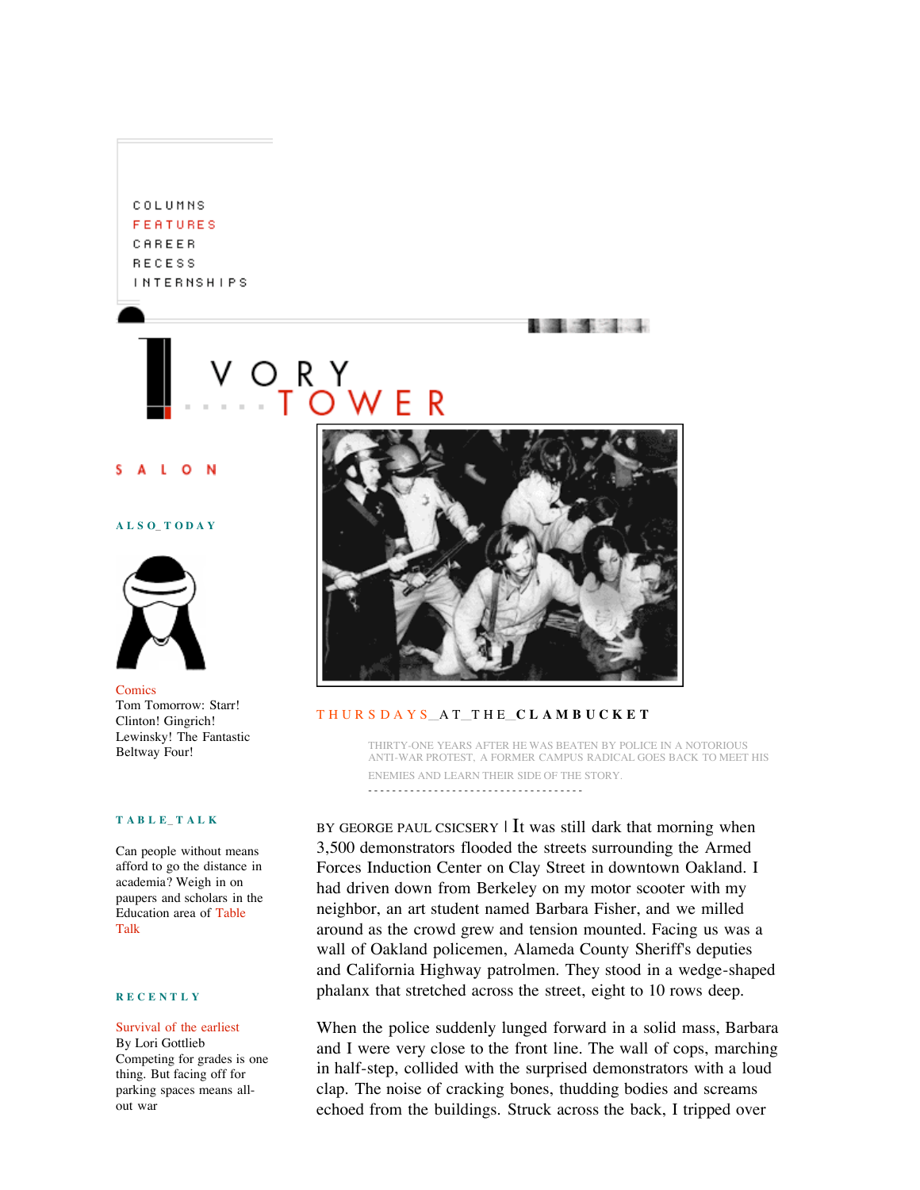COLUMNS
FEATURES
CAREER
RECESS
INTERNSHIPS

# IVORY TOWER

SALON

**ALSO_TODAY**

Comics
Tom Tomorrow: Starr! Clinton! Gingrich! Lewinsky! The Fantastic Beltway Four!

**TABLE_TALK**

Can people without means afford to go the distance in academia? Weigh in on paupers and scholars in the Education area of Table Talk

**RECENTLY**

Survival of the earliest
By Lori Gottlieb
Competing for grades is one thing. But facing off for parking spaces means all-out war

## THURSDAYS_AT_THE_CLAMBUCKET

THIRTY-ONE YEARS AFTER HE WAS BEATEN BY POLICE IN A NOTORIOUS ANTI-WAR PROTEST, A FORMER CAMPUS RADICAL GOES BACK TO MEET HIS ENEMIES AND LEARN THEIR SIDE OF THE STORY.

BY GEORGE PAUL CSICSERY | It was still dark that morning when 3,500 demonstrators flooded the streets surrounding the Armed Forces Induction Center on Clay Street in downtown Oakland. I had driven down from Berkeley on my motor scooter with my neighbor, an art student named Barbara Fisher, and we milled around as the crowd grew and tension mounted. Facing us was a wall of Oakland policemen, Alameda County Sheriff's deputies and California Highway patrolmen. They stood in a wedge-shaped phalanx that stretched across the street, eight to 10 rows deep.

When the police suddenly lunged forward in a solid mass, Barbara and I were very close to the front line. The wall of cops, marching in half-step, collided with the surprised demonstrators with a loud clap. The noise of cracking bones, thudding bodies and screams echoed from the buildings. Struck across the back, I tripped over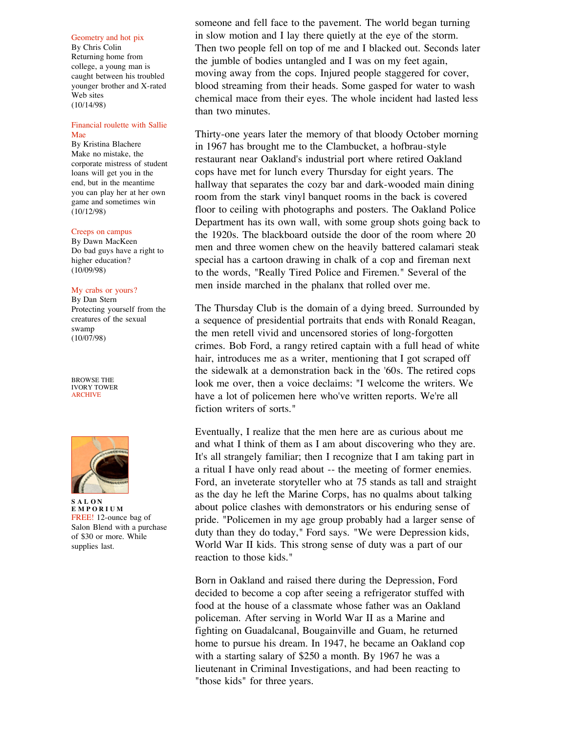Geometry and hot pix
By Chris Colin
Returning home from college, a young man is caught between his troubled younger brother and X-rated Web sites
(10/14/98)

Financial roulette with Sallie Mae
By Kristina Blachere
Make no mistake, the corporate mistress of student loans will get you in the end, but in the meantime you can play her at her own game and sometimes win
(10/12/98)

Creeps on campus
By Dawn MacKeen
Do bad guys have a right to higher education?
(10/09/98)

My crabs or yours?
By Dan Stern
Protecting yourself from the creatures of the sexual swamp
(10/07/98)

BROWSE THE IVORY TOWER ARCHIVE

**SALON EMPORIUM**
FREE! 12-ounce bag of Salon Blend with a purchase of $30 or more. While supplies last.

someone and fell face to the pavement. The world began turning in slow motion and I lay there quietly at the eye of the storm. Then two people fell on top of me and I blacked out. Seconds later the jumble of bodies untangled and I was on my feet again, moving away from the cops. Injured people staggered for cover, blood streaming from their heads. Some gasped for water to wash chemical mace from their eyes. The whole incident had lasted less than two minutes.

Thirty-one years later the memory of that bloody October morning in 1967 has brought me to the Clambucket, a hofbrau-style restaurant near Oakland's industrial port where retired Oakland cops have met for lunch every Thursday for eight years. The hallway that separates the cozy bar and dark-wooded main dining room from the stark vinyl banquet rooms in the back is covered floor to ceiling with photographs and posters. The Oakland Police Department has its own wall, with some group shots going back to the 1920s. The blackboard outside the door of the room where 20 men and three women chew on the heavily battered calamari steak special has a cartoon drawing in chalk of a cop and fireman next to the words, "Really Tired Police and Firemen." Several of the men inside marched in the phalanx that rolled over me.

The Thursday Club is the domain of a dying breed. Surrounded by a sequence of presidential portraits that ends with Ronald Reagan, the men retell vivid and uncensored stories of long-forgotten crimes. Bob Ford, a rangy retired captain with a full head of white hair, introduces me as a writer, mentioning that I got scraped off the sidewalk at a demonstration back in the '60s. The retired cops look me over, then a voice declaims: "I welcome the writers. We have a lot of policemen here who've written reports. We're all fiction writers of sorts."

Eventually, I realize that the men here are as curious about me and what I think of them as I am about discovering who they are. It's all strangely familiar; then I recognize that I am taking part in a ritual I have only read about -- the meeting of former enemies. Ford, an inveterate storyteller who at 75 stands as tall and straight as the day he left the Marine Corps, has no qualms about talking about police clashes with demonstrators or his enduring sense of pride. "Policemen in my age group probably had a larger sense of duty than they do today," Ford says. "We were Depression kids, World War II kids. This strong sense of duty was a part of our reaction to those kids."

Born in Oakland and raised there during the Depression, Ford decided to become a cop after seeing a refrigerator stuffed with food at the house of a classmate whose father was an Oakland policeman. After serving in World War II as a Marine and fighting on Guadalcanal, Bougainville and Guam, he returned home to pursue his dream. In 1947, he became an Oakland cop with a starting salary of $250 a month. By 1967 he was a lieutenant in Criminal Investigations, and had been reacting to "those kids" for three years.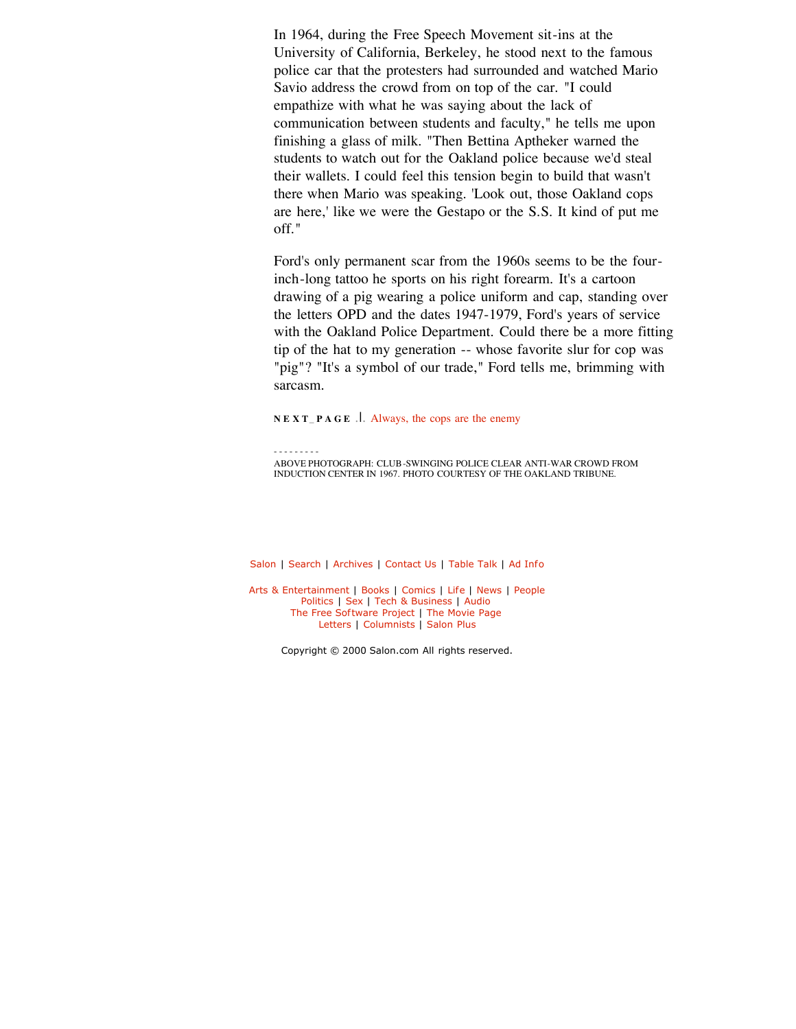In 1964, during the Free Speech Movement sit-ins at the University of California, Berkeley, he stood next to the famous police car that the protesters had surrounded and watched Mario Savio address the crowd from on top of the car. "I could empathize with what he was saying about the lack of communication between students and faculty," he tells me upon finishing a glass of milk. "Then Bettina Aptheker warned the students to watch out for the Oakland police because we'd steal their wallets. I could feel this tension begin to build that wasn't there when Mario was speaking. 'Look out, those Oakland cops are here,' like we were the Gestapo or the S.S. It kind of put me off."

Ford's only permanent scar from the 1960s seems to be the four-inch-long tattoo he sports on his right forearm. It's a cartoon drawing of a pig wearing a police uniform and cap, standing over the letters OPD and the dates 1947-1979, Ford's years of service with the Oakland Police Department. Could there be a more fitting tip of the hat to my generation -- whose favorite slur for cop was "pig"? "It's a symbol of our trade," Ford tells me, brimming with sarcasm.

**NEXT_PAGE** .|. Always, the cops are the enemy

---------

ABOVE PHOTOGRAPH: CLUB-SWINGING POLICE CLEAR ANTI-WAR CROWD FROM INDUCTION CENTER IN 1967. PHOTO COURTESY OF THE OAKLAND TRIBUNE.

Salon | Search | Archives | Contact Us | Table Talk | Ad Info

Arts & Entertainment | Books | Comics | Life | News | People
Politics | Sex | Tech & Business | Audio
The Free Software Project | The Movie Page
Letters | Columnists | Salon Plus

Copyright © 2000 Salon.com All rights reserved.